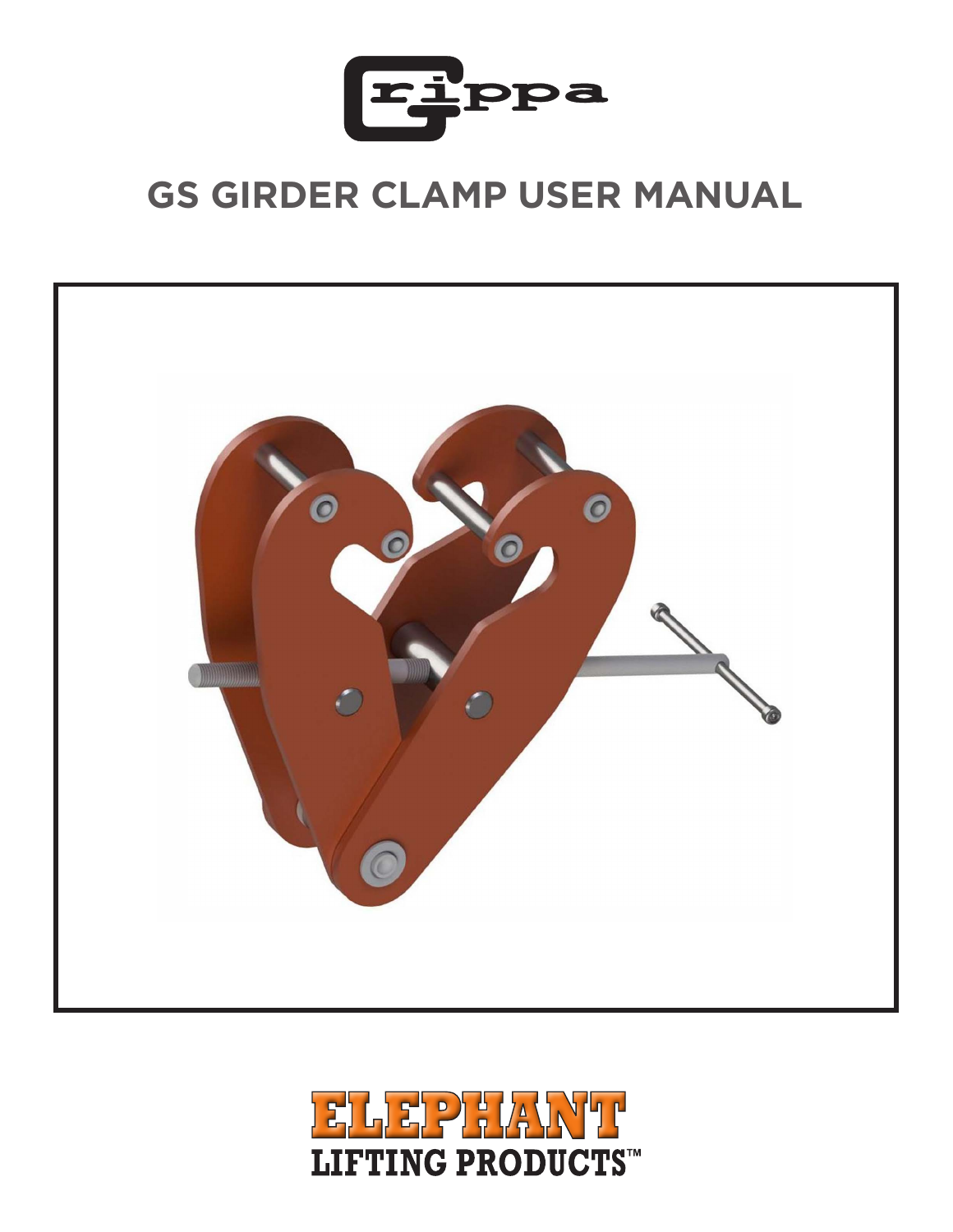Grippa

# GS GIRDER CLAMP USER MANUAL

ELEPHANT
LIFTING PRODUCTS™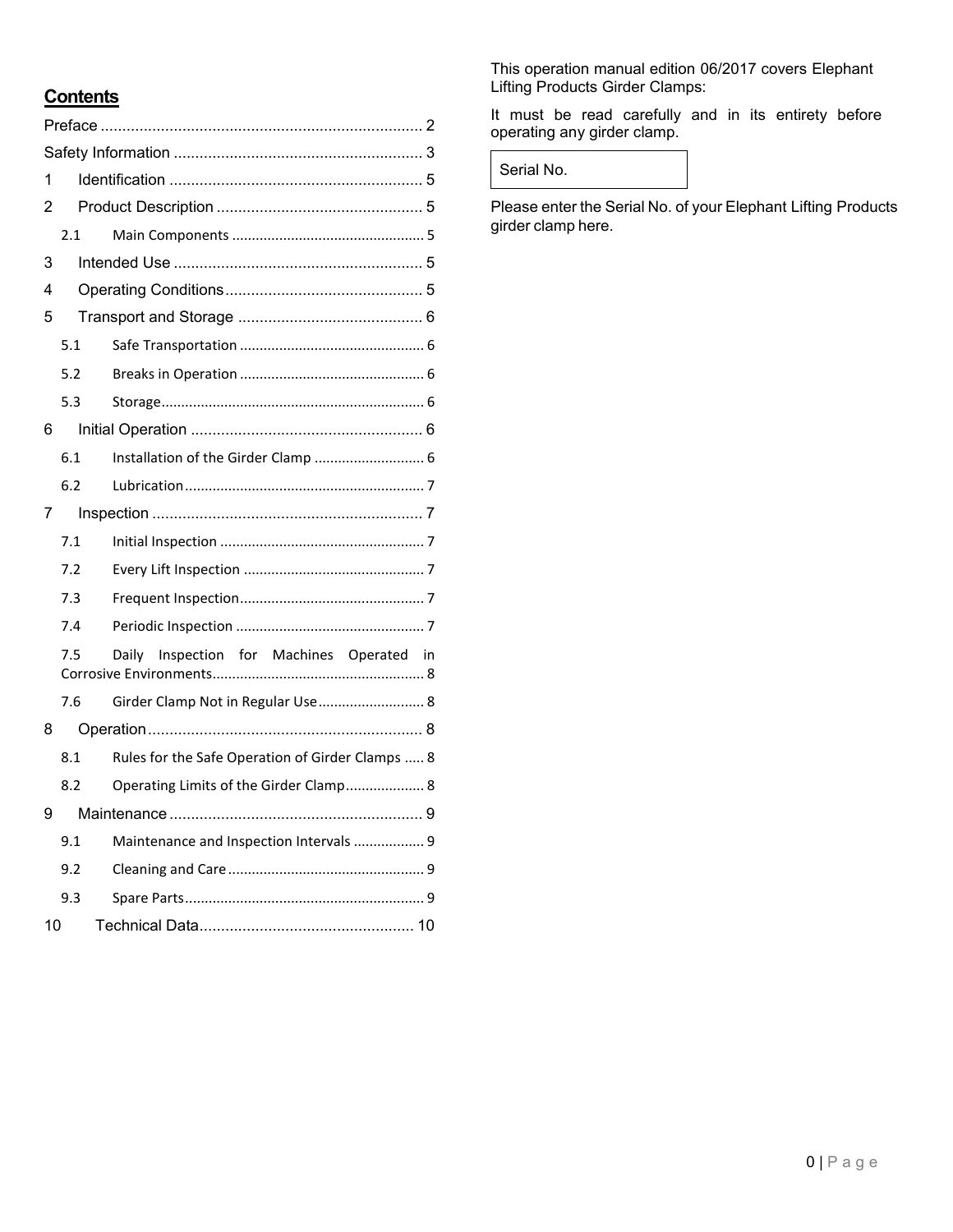## Contents

Preface .......................................................................... 2

Safety Information .......................................................... 3

1 Identification ........................................................... 5

2 Product Description ................................................ 5

  2.1 Main Components ................................................ 5

3 Intended Use ........................................................... 5

4 Operating Conditions .............................................. 5

5 Transport and Storage ........................................... 6

  5.1 Safe Transportation ............................................... 6

  5.2 Breaks in Operation ............................................... 6

  5.3 Storage .................................................................. 6

6 Initial Operation ...................................................... 6

  6.1 Installation of the Girder Clamp ............................ 6

  6.2 Lubrication ............................................................. 7

7 Inspection ............................................................... 7

  7.1 Initial Inspection .................................................... 7

  7.2 Every Lift Inspection .............................................. 7

  7.3 Frequent Inspection ............................................... 7

  7.4 Periodic Inspection ................................................ 7

  7.5 Daily Inspection for Machines Operated in Corrosive Environments ..................................................... 8

  7.6 Girder Clamp Not in Regular Use ........................... 8

8 Operation ................................................................ 8

  8.1 Rules for the Safe Operation of Girder Clamps ..... 8

  8.2 Operating Limits of the Girder Clamp .................... 8

9 Maintenance ........................................................... 9

  9.1 Maintenance and Inspection Intervals .................. 9

  9.2 Cleaning and Care .................................................. 9

  9.3 Spare Parts ............................................................. 9

10 Technical Data ...................................................... 10

This operation manual edition 06/2017 covers Elephant Lifting Products Girder Clamps:

It must be read carefully and in its entirety before operating any girder clamp.

| Serial No. |
|---|

Please enter the Serial No. of your Elephant Lifting Products girder clamp here.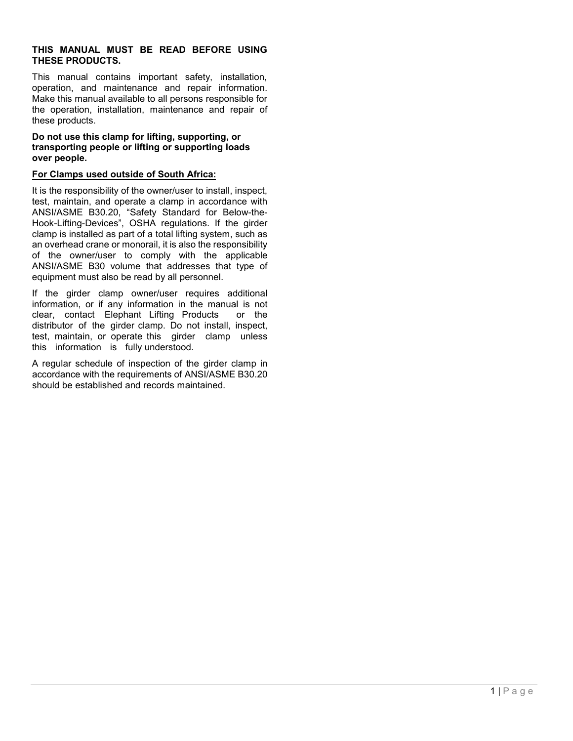**THIS MANUAL MUST BE READ BEFORE USING THESE PRODUCTS.**

This manual contains important safety, installation, operation, and maintenance and repair information. Make this manual available to all persons responsible for the operation, installation, maintenance and repair of these products.

**Do not use this clamp for lifting, supporting, or transporting people or lifting or supporting loads over people.**

**<u>For Clamps used outside of South Africa:</u>**

It is the responsibility of the owner/user to install, inspect, test, maintain, and operate a clamp in accordance with ANSI/ASME B30.20, "Safety Standard for Below-the-Hook-Lifting-Devices", OSHA regulations. If the girder clamp is installed as part of a total lifting system, such as an overhead crane or monorail, it is also the responsibility of the owner/user to comply with the applicable ANSI/ASME B30 volume that addresses that type of equipment must also be read by all personnel.

If the girder clamp owner/user requires additional information, or if any information in the manual is not clear, contact Elephant Lifting Products or the distributor of the girder clamp. Do not install, inspect, test, maintain, or operate this girder clamp unless this information is fully understood.

A regular schedule of inspection of the girder clamp in accordance with the requirements of ANSI/ASME B30.20 should be established and records maintained.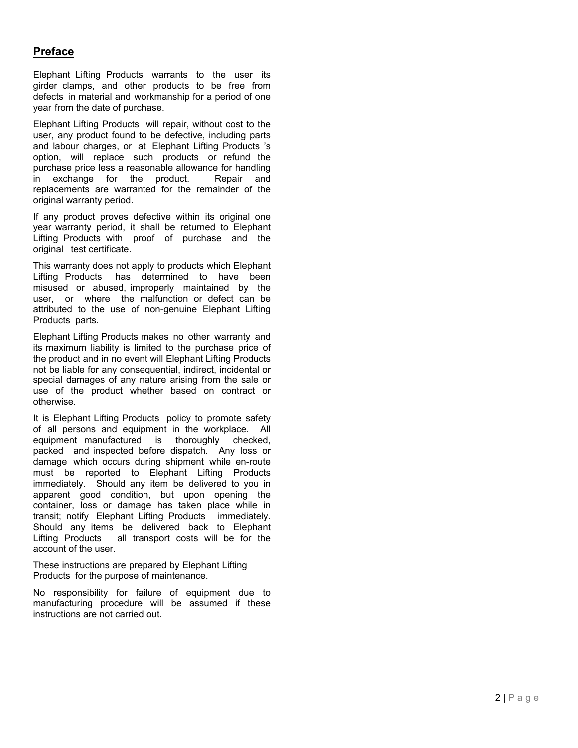## Preface

Elephant Lifting Products warrants to the user its girder clamps, and other products to be free from defects in material and workmanship for a period of one year from the date of purchase.

Elephant Lifting Products will repair, without cost to the user, any product found to be defective, including parts and labour charges, or at Elephant Lifting Products 's option, will replace such products or refund the purchase price less a reasonable allowance for handling in exchange for the product. Repair and replacements are warranted for the remainder of the original warranty period.

If any product proves defective within its original one year warranty period, it shall be returned to Elephant Lifting Products with proof of purchase and the original test certificate.

This warranty does not apply to products which Elephant Lifting Products has determined to have been misused or abused, improperly maintained by the user, or where the malfunction or defect can be attributed to the use of non-genuine Elephant Lifting Products parts.

Elephant Lifting Products makes no other warranty and its maximum liability is limited to the purchase price of the product and in no event will Elephant Lifting Products not be liable for any consequential, indirect, incidental or special damages of any nature arising from the sale or use of the product whether based on contract or otherwise.

It is Elephant Lifting Products policy to promote safety of all persons and equipment in the workplace. All equipment manufactured is thoroughly checked, packed and inspected before dispatch. Any loss or damage which occurs during shipment while en-route must be reported to Elephant Lifting Products immediately. Should any item be delivered to you in apparent good condition, but upon opening the container, loss or damage has taken place while in transit; notify Elephant Lifting Products immediately. Should any items be delivered back to Elephant Lifting Products all transport costs will be for the account of the user.

These instructions are prepared by Elephant Lifting Products for the purpose of maintenance.

No responsibility for failure of equipment due to manufacturing procedure will be assumed if these instructions are not carried out.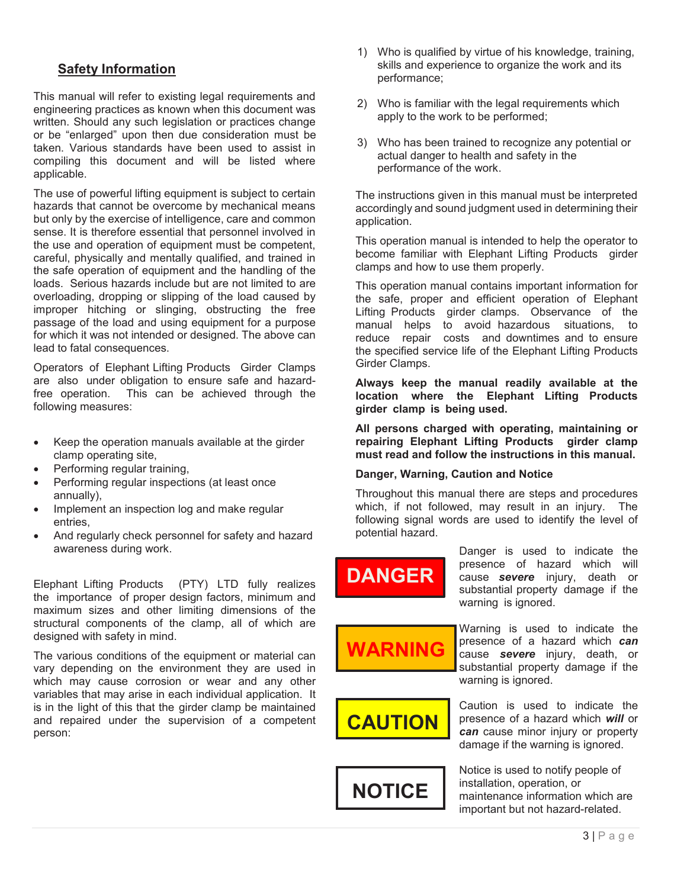## Safety Information

This manual will refer to existing legal requirements and engineering practices as known when this document was written. Should any such legislation or practices change or be "enlarged" upon then due consideration must be taken. Various standards have been used to assist in compiling this document and will be listed where applicable.

The use of powerful lifting equipment is subject to certain hazards that cannot be overcome by mechanical means but only by the exercise of intelligence, care and common sense. It is therefore essential that personnel involved in the use and operation of equipment must be competent, careful, physically and mentally qualified, and trained in the safe operation of equipment and the handling of the loads. Serious hazards include but are not limited to are overloading, dropping or slipping of the load caused by improper hitching or slinging, obstructing the free passage of the load and using equipment for a purpose for which it was not intended or designed. The above can lead to fatal consequences.

Operators of Elephant Lifting Products Girder Clamps are also under obligation to ensure safe and hazard-free operation. This can be achieved through the following measures:

- Keep the operation manuals available at the girder clamp operating site,
- Performing regular training,
- Performing regular inspections (at least once annually),
- Implement an inspection log and make regular entries,
- And regularly check personnel for safety and hazard awareness during work.

Elephant Lifting Products (PTY) LTD fully realizes the importance of proper design factors, minimum and maximum sizes and other limiting dimensions of the structural components of the clamp, all of which are designed with safety in mind.

The various conditions of the equipment or material can vary depending on the environment they are used in which may cause corrosion or wear and any other variables that may arise in each individual application. It is in the light of this that the girder clamp be maintained and repaired under the supervision of a competent person:

1) Who is qualified by virtue of his knowledge, training, skills and experience to organize the work and its performance;

2) Who is familiar with the legal requirements which apply to the work to be performed;

3) Who has been trained to recognize any potential or actual danger to health and safety in the performance of the work.

The instructions given in this manual must be interpreted accordingly and sound judgment used in determining their application.

This operation manual is intended to help the operator to become familiar with Elephant Lifting Products girder clamps and how to use them properly.

This operation manual contains important information for the safe, proper and efficient operation of Elephant Lifting Products girder clamps. Observance of the manual helps to avoid hazardous situations, to reduce repair costs and downtimes and to ensure the specified service life of the Elephant Lifting Products Girder Clamps.

**Always keep the manual readily available at the location where the Elephant Lifting Products girder clamp is being used.**

**All persons charged with operating, maintaining or repairing Elephant Lifting Products girder clamp must read and follow the instructions in this manual.**

**Danger, Warning, Caution and Notice**

Throughout this manual there are steps and procedures which, if not followed, may result in an injury. The following signal words are used to identify the level of potential hazard.

**DANGER**

Danger is used to indicate the presence of hazard which will cause ***severe*** injury, death or substantial property damage if the warning is ignored.

**WARNING**

Warning is used to indicate the presence of a hazard which ***can*** cause ***severe*** injury, death, or substantial property damage if the warning is ignored.

**CAUTION**

Caution is used to indicate the presence of a hazard which ***will*** or ***can*** cause minor injury or property damage if the warning is ignored.

**NOTICE**

Notice is used to notify people of installation, operation, or maintenance information which are important but not hazard-related.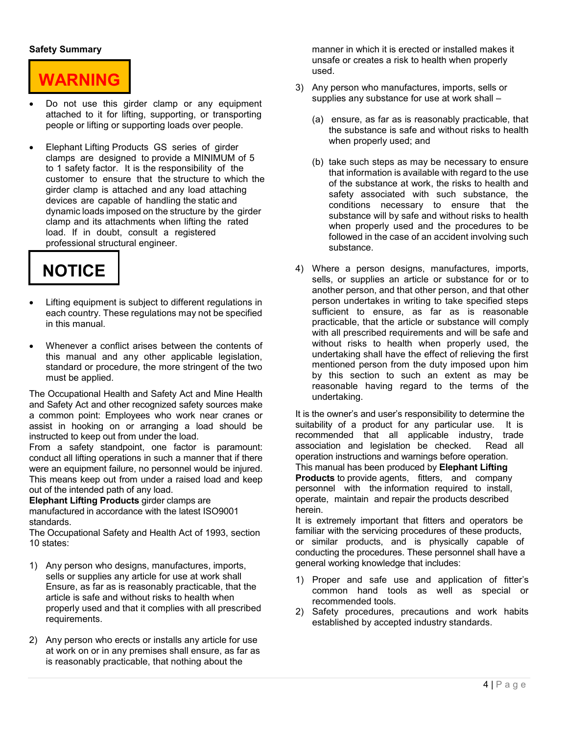**Safety Summary**

## WARNING

- Do not use this girder clamp or any equipment attached to it for lifting, supporting, or transporting people or lifting or supporting loads over people.
- Elephant Lifting Products GS series of girder clamps are designed to provide a MINIMUM of 5 to 1 safety factor. It is the responsibility of the customer to ensure that the structure to which the girder clamp is attached and any load attaching devices are capable of handling the static and dynamic loads imposed on the structure by the girder clamp and its attachments when lifting the rated load. If in doubt, consult a registered professional structural engineer.

## NOTICE

- Lifting equipment is subject to different regulations in each country. These regulations may not be specified in this manual.
- Whenever a conflict arises between the contents of this manual and any other applicable legislation, standard or procedure, the more stringent of the two must be applied.

The Occupational Health and Safety Act and Mine Health and Safety Act and other recognized safety sources make a common point: Employees who work near cranes or assist in hooking on or arranging a load should be instructed to keep out from under the load.
From a safety standpoint, one factor is paramount: conduct all lifting operations in such a manner that if there were an equipment failure, no personnel would be injured. This means keep out from under a raised load and keep out of the intended path of any load.
**Elephant Lifting Products** girder clamps are manufactured in accordance with the latest ISO9001 standards.
The Occupational Safety and Health Act of 1993, section 10 states:

1) Any person who designs, manufactures, imports, sells or supplies any article for use at work shall Ensure, as far as is reasonably practicable, that the article is safe and without risks to health when properly used and that it complies with all prescribed requirements.
2) Any person who erects or installs any article for use at work on or in any premises shall ensure, as far as is reasonably practicable, that nothing about the manner in which it is erected or installed makes it unsafe or creates a risk to health when properly used.
3) Any person who manufactures, imports, sells or supplies any substance for use at work shall –
   (a) ensure, as far as is reasonably practicable, that the substance is safe and without risks to health when properly used; and
   (b) take such steps as may be necessary to ensure that information is available with regard to the use of the substance at work, the risks to health and safety associated with such substance, the conditions necessary to ensure that the substance will by safe and without risks to health when properly used and the procedures to be followed in the case of an accident involving such substance.
4) Where a person designs, manufactures, imports, sells, or supplies an article or substance for or to another person, and that other person undertakes in writing to take specified steps sufficient to ensure, as far as is reasonable practicable, that the article or substance will comply with all prescribed requirements and will be safe and without risks to health when properly used, the undertaking shall have the effect of relieving the first mentioned person from the duty imposed upon him by this section to such an extent as may be reasonable having regard to the terms of the undertaking.

It is the owner's and user's responsibility to determine the suitability of a product for any particular use. It is recommended that all applicable industry, trade association and legislation be checked. Read all operation instructions and warnings before operation.
This manual has been produced by **Elephant Lifting Products** to provide agents, fitters, and company personnel with the information required to install, operate, maintain and repair the products described herein.
It is extremely important that fitters and operators be familiar with the servicing procedures of these products, or similar products, and is physically capable of conducting the procedures. These personnel shall have a general working knowledge that includes:

1) Proper and safe use and application of fitter's common hand tools as well as special or recommended tools.
2) Safety procedures, precautions and work habits established by accepted industry standards.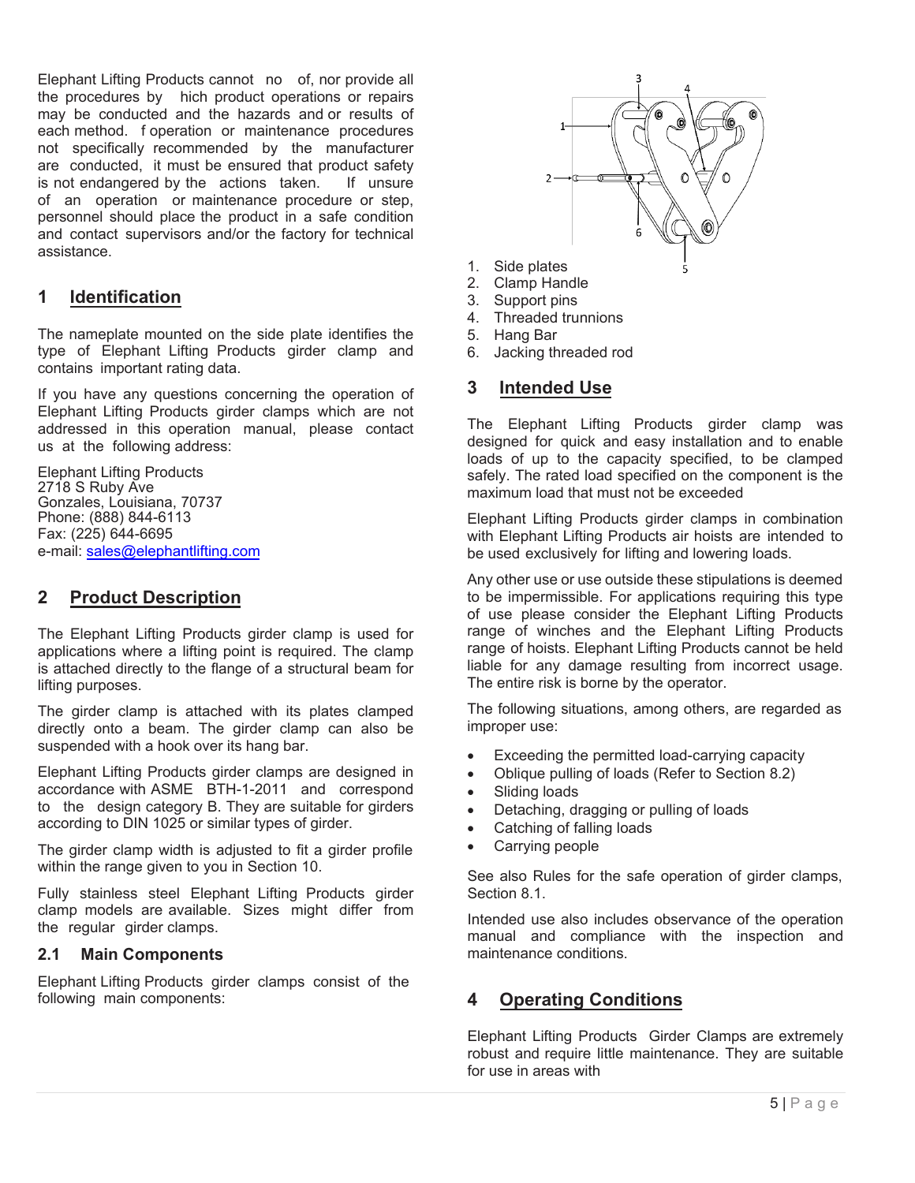Elephant Lifting Products cannot no of, nor provide all the procedures by hich product operations or repairs may be conducted and the hazards and or results of each method. f operation or maintenance procedures not specifically recommended by the manufacturer are conducted, it must be ensured that product safety is not endangered by the actions taken. If unsure of an operation or maintenance procedure or step, personnel should place the product in a safe condition and contact supervisors and/or the factory for technical assistance.

## 1 Identification

The nameplate mounted on the side plate identifies the type of Elephant Lifting Products girder clamp and contains important rating data.

If you have any questions concerning the operation of Elephant Lifting Products girder clamps which are not addressed in this operation manual, please contact us at the following address:

Elephant Lifting Products
2718 S Ruby Ave
Gonzales, Louisiana, 70737
Phone: (888) 844-6113
Fax: (225) 644-6695
e-mail: sales@elephantlifting.com

## 2 Product Description

The Elephant Lifting Products girder clamp is used for applications where a lifting point is required. The clamp is attached directly to the flange of a structural beam for lifting purposes.

The girder clamp is attached with its plates clamped directly onto a beam. The girder clamp can also be suspended with a hook over its hang bar.

Elephant Lifting Products girder clamps are designed in accordance with ASME BTH-1-2011 and correspond to the design category B. They are suitable for girders according to DIN 1025 or similar types of girder.

The girder clamp width is adjusted to fit a girder profile within the range given to you in Section 10.

Fully stainless steel Elephant Lifting Products girder clamp models are available. Sizes might differ from the regular girder clamps.

### 2.1 Main Components

Elephant Lifting Products girder clamps consist of the following main components:

1
2
3
4
5
6

1. Side plates
2. Clamp Handle
3. Support pins
4. Threaded trunnions
5. Hang Bar
6. Jacking threaded rod

## 3 Intended Use

The Elephant Lifting Products girder clamp was designed for quick and easy installation and to enable loads of up to the capacity specified, to be clamped safely. The rated load specified on the component is the maximum load that must not be exceeded

Elephant Lifting Products girder clamps in combination with Elephant Lifting Products air hoists are intended to be used exclusively for lifting and lowering loads.

Any other use or use outside these stipulations is deemed to be impermissible. For applications requiring this type of use please consider the Elephant Lifting Products range of winches and the Elephant Lifting Products range of hoists. Elephant Lifting Products cannot be held liable for any damage resulting from incorrect usage. The entire risk is borne by the operator.

The following situations, among others, are regarded as improper use:

- Exceeding the permitted load-carrying capacity
- Oblique pulling of loads (Refer to Section 8.2)
- Sliding loads
- Detaching, dragging or pulling of loads
- Catching of falling loads
- Carrying people

See also Rules for the safe operation of girder clamps, Section 8.1.

Intended use also includes observance of the operation manual and compliance with the inspection and maintenance conditions.

## 4 Operating Conditions

Elephant Lifting Products Girder Clamps are extremely robust and require little maintenance. They are suitable for use in areas with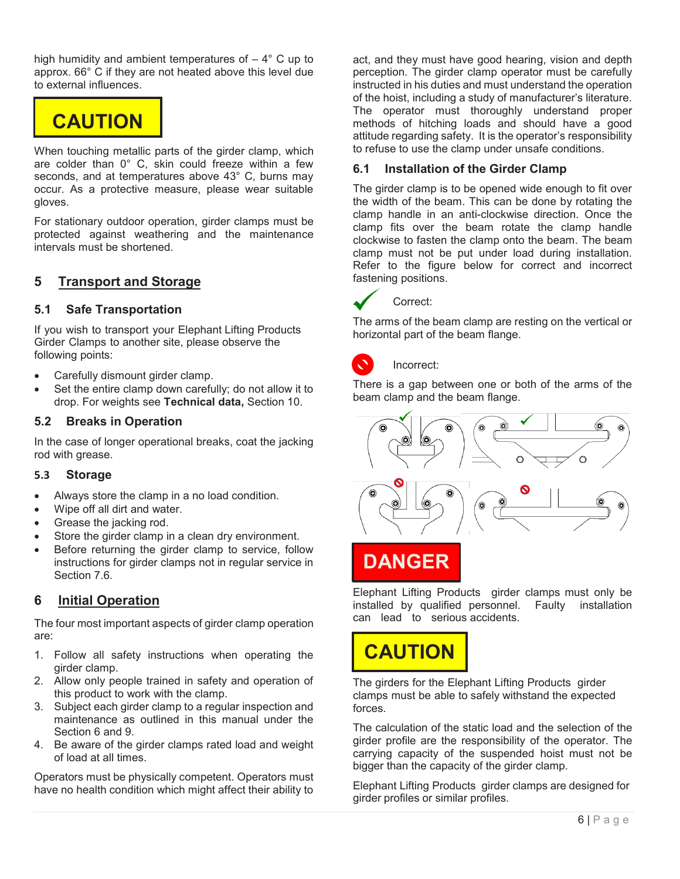high humidity and ambient temperatures of – 4° C up to approx. 66° C if they are not heated above this level due to external influences.

**CAUTION**

When touching metallic parts of the girder clamp, which are colder than 0° C, skin could freeze within a few seconds, and at temperatures above 43° C, burns may occur. As a protective measure, please wear suitable gloves.

For stationary outdoor operation, girder clamps must be protected against weathering and the maintenance intervals must be shortened.

# 5 Transport and Storage

## 5.1 Safe Transportation

If you wish to transport your Elephant Lifting Products Girder Clamps to another site, please observe the following points:

- Carefully dismount girder clamp.
- Set the entire clamp down carefully; do not allow it to drop. For weights see **Technical data,** Section 10.

## 5.2 Breaks in Operation

In the case of longer operational breaks, coat the jacking rod with grease.

## 5.3 Storage

- Always store the clamp in a no load condition.
- Wipe off all dirt and water.
- Grease the jacking rod.
- Store the girder clamp in a clean dry environment.
- Before returning the girder clamp to service, follow instructions for girder clamps not in regular service in Section 7.6.

# 6 Initial Operation

The four most important aspects of girder clamp operation are:

1. Follow all safety instructions when operating the girder clamp.
2. Allow only people trained in safety and operation of this product to work with the clamp.
3. Subject each girder clamp to a regular inspection and maintenance as outlined in this manual under the Section 6 and 9.
4. Be aware of the girder clamps rated load and weight of load at all times.

Operators must be physically competent. Operators must have no health condition which might affect their ability to act, and they must have good hearing, vision and depth perception. The girder clamp operator must be carefully instructed in his duties and must understand the operation of the hoist, including a study of manufacturer's literature. The operator must thoroughly understand proper methods of hitching loads and should have a good attitude regarding safety. It is the operator's responsibility to refuse to use the clamp under unsafe conditions.

## 6.1 Installation of the Girder Clamp

The girder clamp is to be opened wide enough to fit over the width of the beam. This can be done by rotating the clamp handle in an anti-clockwise direction. Once the clamp fits over the beam rotate the clamp handle clockwise to fasten the clamp onto the beam. The beam clamp must not be put under load during installation. Refer to the figure below for correct and incorrect fastening positions.

Correct:

The arms of the beam clamp are resting on the vertical or horizontal part of the beam flange.

Incorrect:

There is a gap between one or both of the arms of the beam clamp and the beam flange.

**DANGER**

Elephant Lifting Products girder clamps must only be installed by qualified personnel. Faulty installation can lead to serious accidents.

**CAUTION**

The girders for the Elephant Lifting Products girder clamps must be able to safely withstand the expected forces.

The calculation of the static load and the selection of the girder profile are the responsibility of the operator. The carrying capacity of the suspended hoist must not be bigger than the capacity of the girder clamp.

Elephant Lifting Products girder clamps are designed for girder profiles or similar profiles.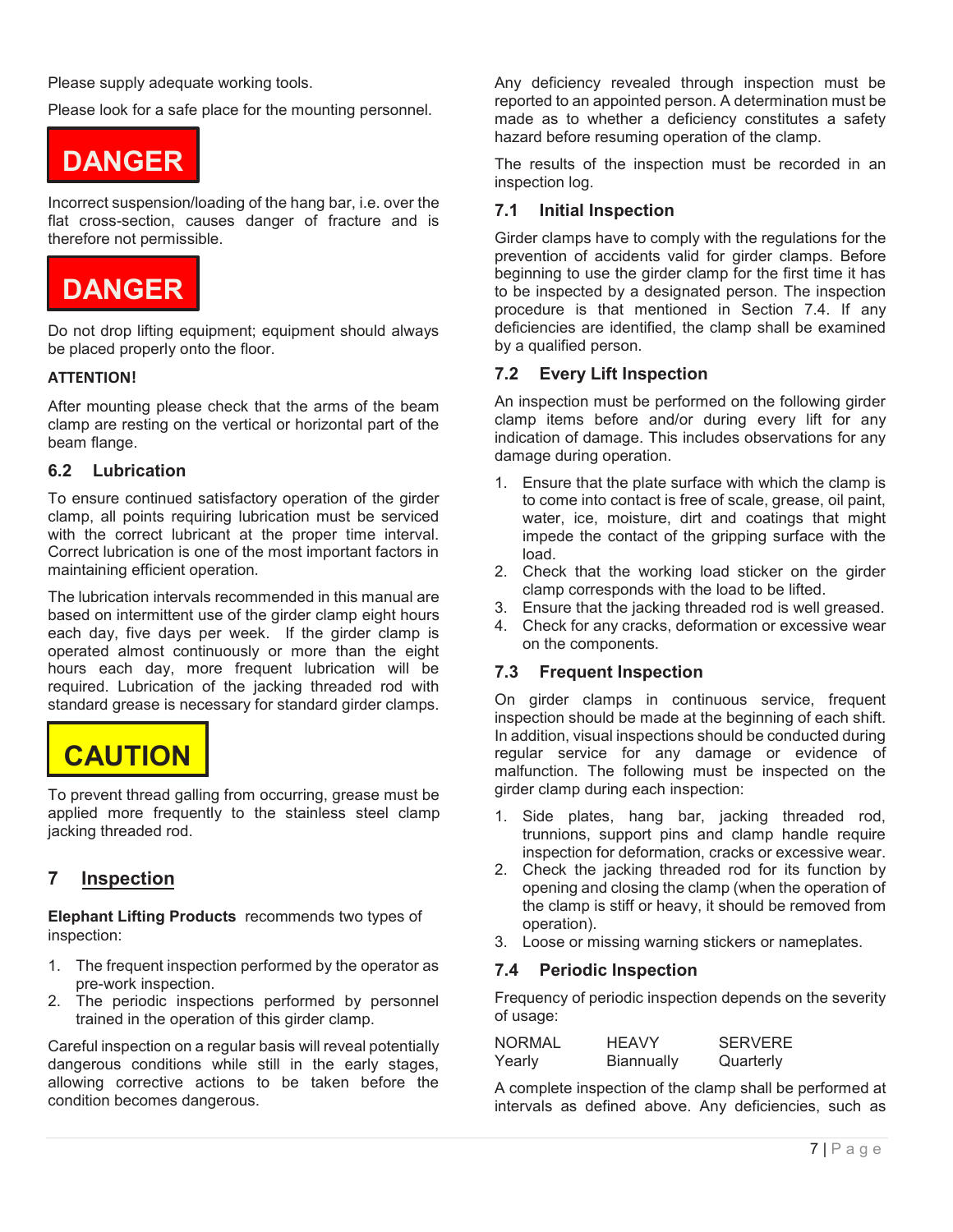Please supply adequate working tools.

Please look for a safe place for the mounting personnel.

**DANGER**

Incorrect suspension/loading of the hang bar, i.e. over the flat cross-section, causes danger of fracture and is therefore not permissible.

**DANGER**

Do not drop lifting equipment; equipment should always be placed properly onto the floor.

**ATTENTION!**

After mounting please check that the arms of the beam clamp are resting on the vertical or horizontal part of the beam flange.

### 6.2 Lubrication

To ensure continued satisfactory operation of the girder clamp, all points requiring lubrication must be serviced with the correct lubricant at the proper time interval. Correct lubrication is one of the most important factors in maintaining efficient operation.

The lubrication intervals recommended in this manual are based on intermittent use of the girder clamp eight hours each day, five days per week. If the girder clamp is operated almost continuously or more than the eight hours each day, more frequent lubrication will be required. Lubrication of the jacking threaded rod with standard grease is necessary for standard girder clamps.

**CAUTION**

To prevent thread galling from occurring, grease must be applied more frequently to the stainless steel clamp jacking threaded rod.

## 7 Inspection

**Elephant Lifting Products** recommends two types of inspection:

1. The frequent inspection performed by the operator as pre-work inspection.
2. The periodic inspections performed by personnel trained in the operation of this girder clamp.

Careful inspection on a regular basis will reveal potentially dangerous conditions while still in the early stages, allowing corrective actions to be taken before the condition becomes dangerous.

Any deficiency revealed through inspection must be reported to an appointed person. A determination must be made as to whether a deficiency constitutes a safety hazard before resuming operation of the clamp.

The results of the inspection must be recorded in an inspection log.

### 7.1 Initial Inspection

Girder clamps have to comply with the regulations for the prevention of accidents valid for girder clamps. Before beginning to use the girder clamp for the first time it has to be inspected by a designated person. The inspection procedure is that mentioned in Section 7.4. If any deficiencies are identified, the clamp shall be examined by a qualified person.

### 7.2 Every Lift Inspection

An inspection must be performed on the following girder clamp items before and/or during every lift for any indication of damage. This includes observations for any damage during operation.

1. Ensure that the plate surface with which the clamp is to come into contact is free of scale, grease, oil paint, water, ice, moisture, dirt and coatings that might impede the contact of the gripping surface with the load.
2. Check that the working load sticker on the girder clamp corresponds with the load to be lifted.
3. Ensure that the jacking threaded rod is well greased.
4. Check for any cracks, deformation or excessive wear on the components.

### 7.3 Frequent Inspection

On girder clamps in continuous service, frequent inspection should be made at the beginning of each shift. In addition, visual inspections should be conducted during regular service for any damage or evidence of malfunction. The following must be inspected on the girder clamp during each inspection:

1. Side plates, hang bar, jacking threaded rod, trunnions, support pins and clamp handle require inspection for deformation, cracks or excessive wear.
2. Check the jacking threaded rod for its function by opening and closing the clamp (when the operation of the clamp is stiff or heavy, it should be removed from operation).
3. Loose or missing warning stickers or nameplates.

### 7.4 Periodic Inspection

Frequency of periodic inspection depends on the severity of usage:

| NORMAL | HEAVY | SERVERE |
|---|---|---|
| Yearly | Biannually | Quarterly |

A complete inspection of the clamp shall be performed at intervals as defined above. Any deficiencies, such as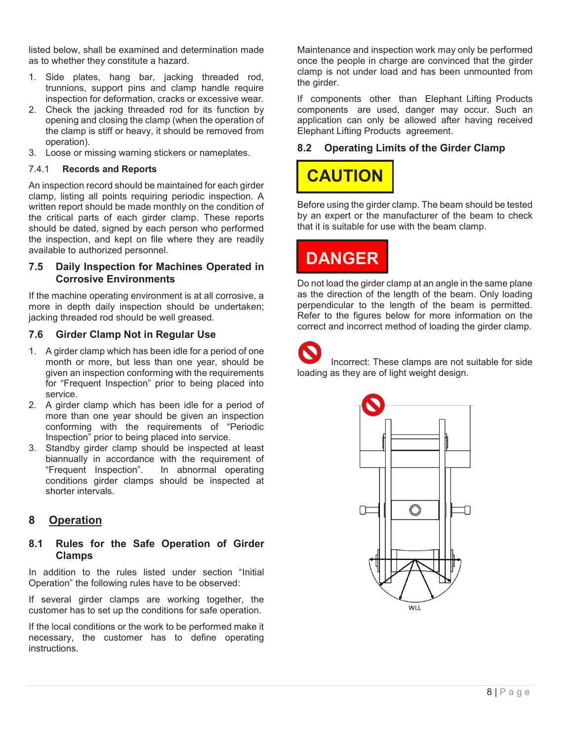listed below, shall be examined and determination made as to whether they constitute a hazard.

1. Side plates, hang bar, jacking threaded rod, trunnions, support pins and clamp handle require inspection for deformation, cracks or excessive wear.
2. Check the jacking threaded rod for its function by opening and closing the clamp (when the operation of the clamp is stiff or heavy, it should be removed from operation).
3. Loose or missing warning stickers or nameplates.

#### 7.4.1 Records and Reports

An inspection record should be maintained for each girder clamp, listing all points requiring periodic inspection. A written report should be made monthly on the condition of the critical parts of each girder clamp. These reports should be dated, signed by each person who performed the inspection, and kept on file where they are readily available to authorized personnel.

### 7.5 Daily Inspection for Machines Operated in Corrosive Environments

If the machine operating environment is at all corrosive, a more in depth daily inspection should be undertaken; jacking threaded rod should be well greased.

### 7.6 Girder Clamp Not in Regular Use

1. A girder clamp which has been idle for a period of one month or more, but less than one year, should be given an inspection conforming with the requirements for "Frequent Inspection" prior to being placed into service.
2. A girder clamp which has been idle for a period of more than one year should be given an inspection conforming with the requirements of "Periodic Inspection" prior to being placed into service.
3. Standby girder clamp should be inspected at least biannually in accordance with the requirement of "Frequent Inspection". In abnormal operating conditions girder clamps should be inspected at shorter intervals.

## 8 Operation

### 8.1 Rules for the Safe Operation of Girder Clamps

In addition to the rules listed under section "Initial Operation" the following rules have to be observed:

If several girder clamps are working together, the customer has to set up the conditions for safe operation.

If the local conditions or the work to be performed make it necessary, the customer has to define operating instructions.

Maintenance and inspection work may only be performed once the people in charge are convinced that the girder clamp is not under load and has been unmounted from the girder.

If components other than Elephant Lifting Products components are used, danger may occur. Such an application can only be allowed after having received Elephant Lifting Products agreement.

### 8.2 Operating Limits of the Girder Clamp

**CAUTION**

Before using the girder clamp. The beam should be tested by an expert or the manufacturer of the beam to check that it is suitable for use with the beam clamp.

**DANGER**

Do not load the girder clamp at an angle in the same plane as the direction of the length of the beam. Only loading perpendicular to the length of the beam is permitted. Refer to the figures below for more information on the correct and incorrect method of loading the girder clamp.

Incorrect: These clamps are not suitable for side loading as they are of light weight design.

WLL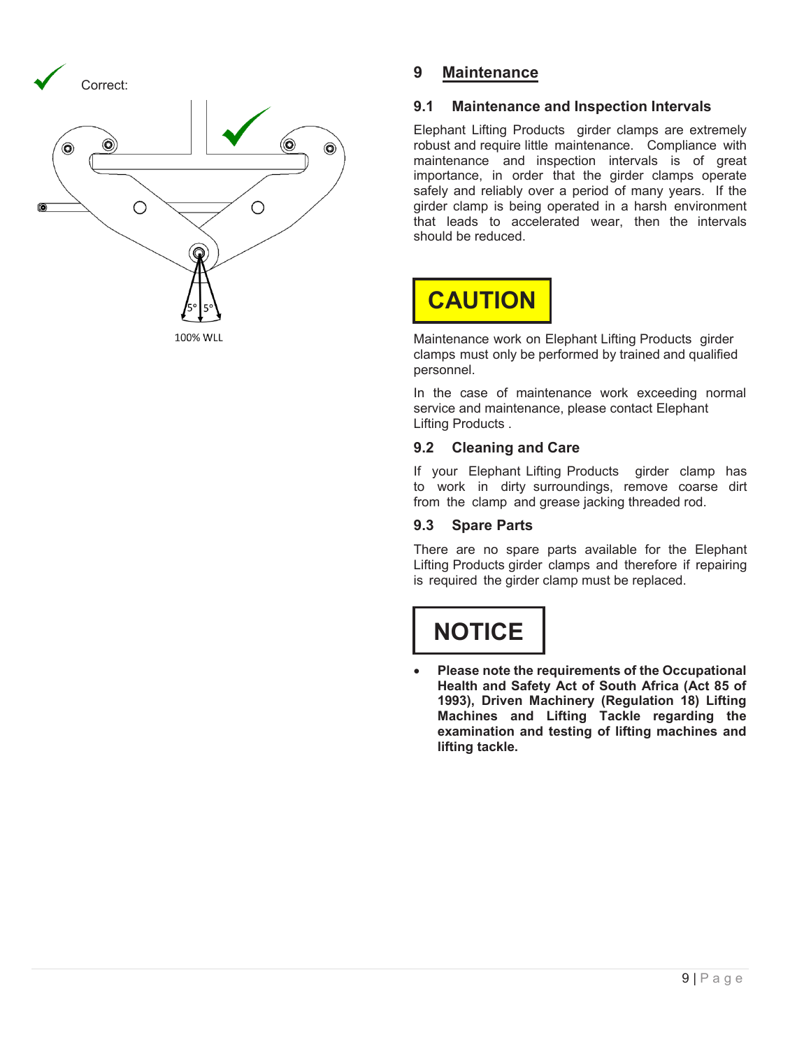Correct:

5° 5°

100% WLL

# 9 Maintenance

## 9.1 Maintenance and Inspection Intervals

Elephant Lifting Products girder clamps are extremely robust and require little maintenance. Compliance with maintenance and inspection intervals is of great importance, in order that the girder clamps operate safely and reliably over a period of many years. If the girder clamp is being operated in a harsh environment that leads to accelerated wear, then the intervals should be reduced.

**CAUTION**

Maintenance work on Elephant Lifting Products girder clamps must only be performed by trained and qualified personnel.

In the case of maintenance work exceeding normal service and maintenance, please contact Elephant Lifting Products .

## 9.2 Cleaning and Care

If your Elephant Lifting Products girder clamp has to work in dirty surroundings, remove coarse dirt from the clamp and grease jacking threaded rod.

## 9.3 Spare Parts

There are no spare parts available for the Elephant Lifting Products girder clamps and therefore if repairing is required the girder clamp must be replaced.

**NOTICE**

- **Please note the requirements of the Occupational Health and Safety Act of South Africa (Act 85 of 1993), Driven Machinery (Regulation 18) Lifting Machines and Lifting Tackle regarding the examination and testing of lifting machines and lifting tackle.**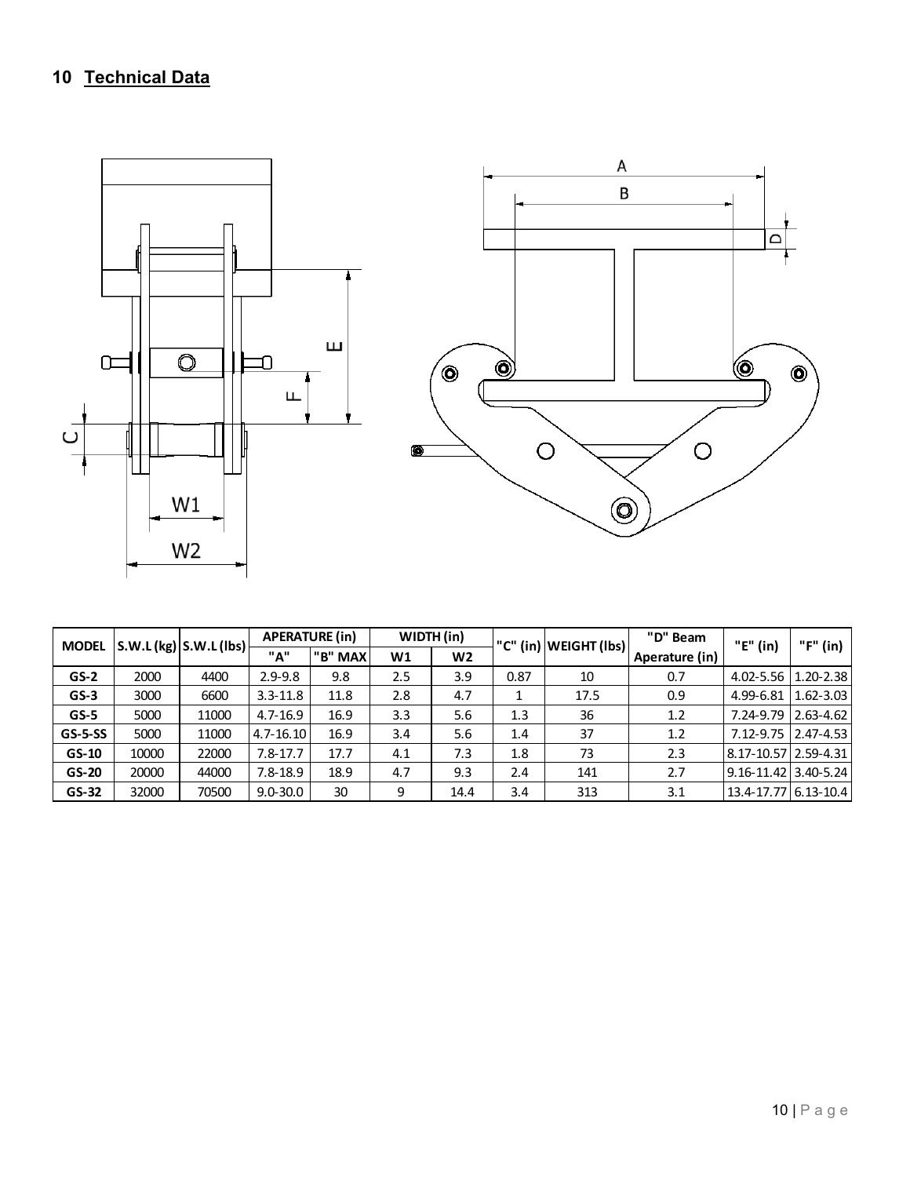## 10 Technical Data

A

B

D

E

F

C

W1

W2

| MODEL | S.W.L (kg) | S.W.L (lbs) | APERATURE (in) | | WIDTH (in) | | "C" (in) | WEIGHT (lbs) | "D" Beam Aperature (in) | "E" (in) | "F" (in) |
|---|---|---|---|---|---|---|---|---|---|---|---|
| | | | "A" | "B" MAX | W1 | W2 | | | | | |
| **GS-2** | 2000 | 4400 | 2.9-9.8 | 9.8 | 2.5 | 3.9 | 0.87 | 10 | 0.7 | 4.02-5.56 | 1.20-2.38 |
| **GS-3** | 3000 | 6600 | 3.3-11.8 | 11.8 | 2.8 | 4.7 | 1 | 17.5 | 0.9 | 4.99-6.81 | 1.62-3.03 |
| **GS-5** | 5000 | 11000 | 4.7-16.9 | 16.9 | 3.3 | 5.6 | 1.3 | 36 | 1.2 | 7.24-9.79 | 2.63-4.62 |
| **GS-5-SS** | 5000 | 11000 | 4.7-16.10 | 16.9 | 3.4 | 5.6 | 1.4 | 37 | 1.2 | 7.12-9.75 | 2.47-4.53 |
| **GS-10** | 10000 | 22000 | 7.8-17.7 | 17.7 | 4.1 | 7.3 | 1.8 | 73 | 2.3 | 8.17-10.57 | 2.59-4.31 |
| **GS-20** | 20000 | 44000 | 7.8-18.9 | 18.9 | 4.7 | 9.3 | 2.4 | 141 | 2.7 | 9.16-11.42 | 3.40-5.24 |
| **GS-32** | 32000 | 70500 | 9.0-30.0 | 30 | 9 | 14.4 | 3.4 | 313 | 3.1 | 13.4-17.77 | 6.13-10.4 |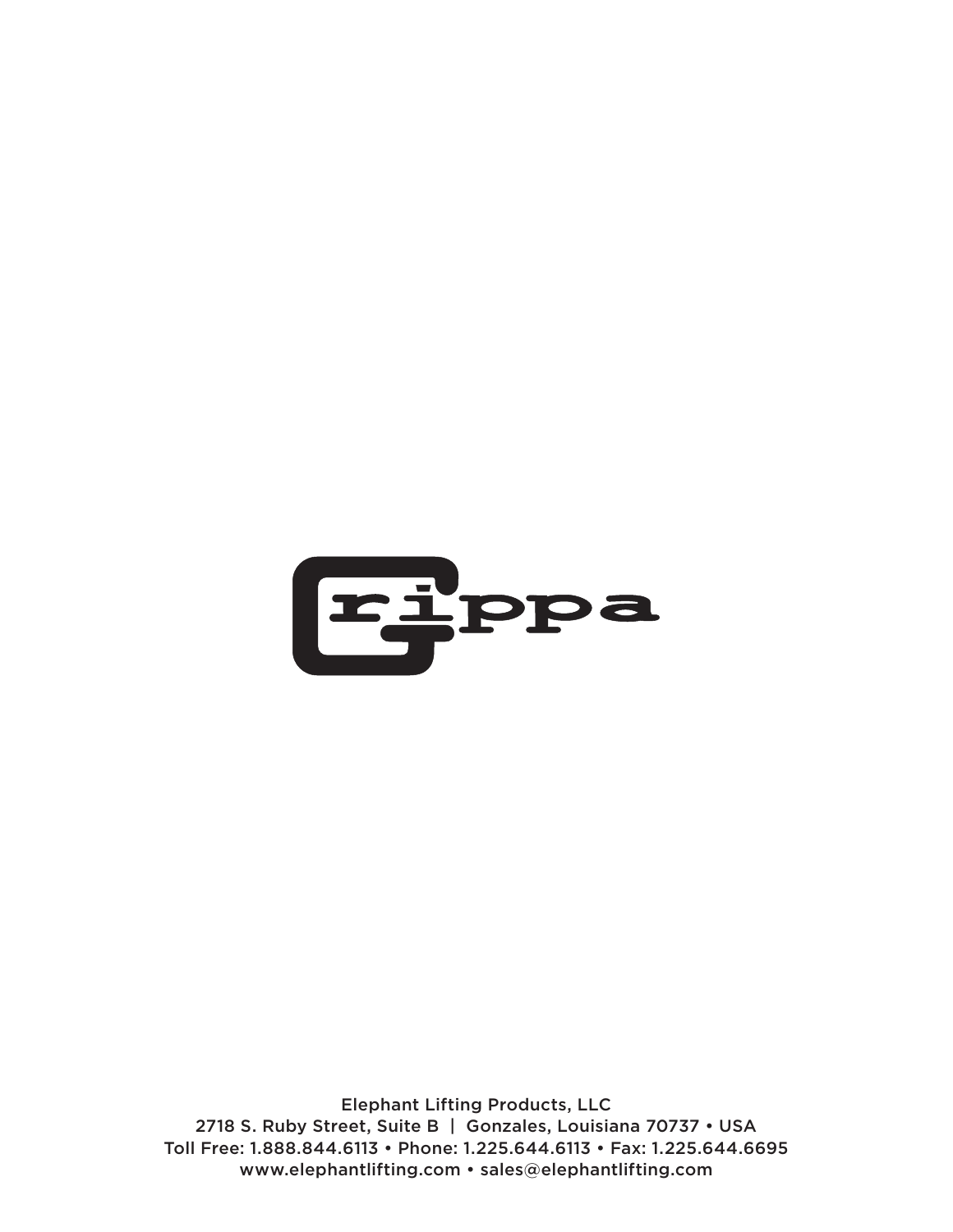Grippa

Elephant Lifting Products, LLC
2718 S. Ruby Street, Suite B | Gonzales, Louisiana 70737 • USA
Toll Free: 1.888.844.6113 • Phone: 1.225.644.6113 • Fax: 1.225.644.6695
www.elephantlifting.com • sales@elephantlifting.com